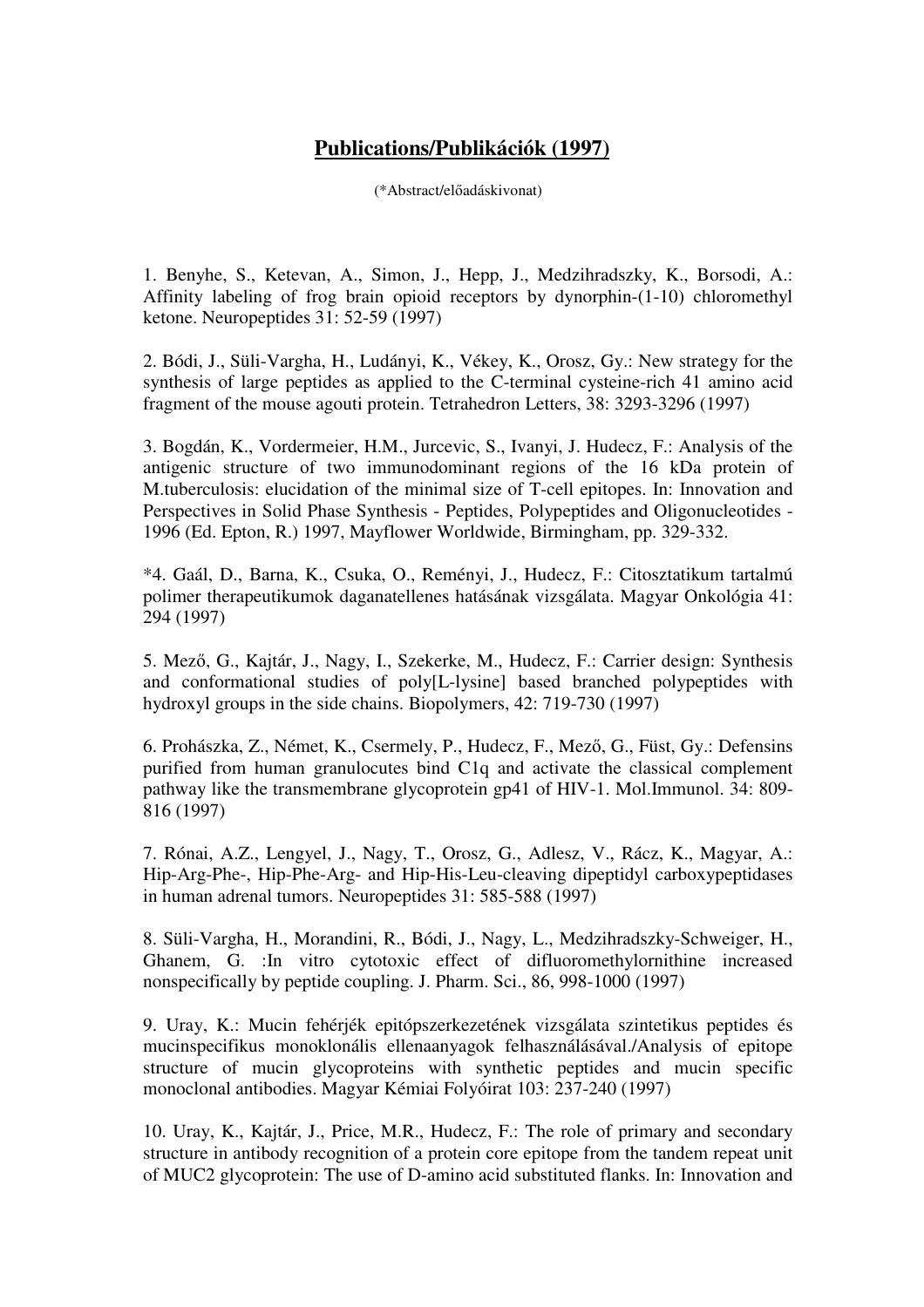# Publications/Publikációk (1997)

(*Abstract/előadáskivonat)

1. Benyhe, S., Ketevan, A., Simon, J., Hepp, J., Medzihradszky, K., Borsodi, A.: Affinity labeling of frog brain opioid receptors by dynorphin-(1-10) chloromethyl ketone. Neuropeptides 31: 52-59 (1997)

2. Bódi, J., Süli-Vargha, H., Ludányi, K., Vékey, K., Orosz, Gy.: New strategy for the synthesis of large peptides as applied to the C-terminal cysteine-rich 41 amino acid fragment of the mouse agouti protein. Tetrahedron Letters, 38: 3293-3296 (1997)

3. Bogdán, K., Vordermeier, H.M., Jurcevic, S., Ivanyi, J. Hudecz, F.: Analysis of the antigenic structure of two immunodominant regions of the 16 kDa protein of M.tuberculosis: elucidation of the minimal size of T-cell epitopes. In: Innovation and Perspectives in Solid Phase Synthesis - Peptides, Polypeptides and Oligonucleotides - 1996 (Ed. Epton, R.) 1997, Mayflower Worldwide, Birmingham, pp. 329-332.

*4. Gaál, D., Barna, K., Csuka, O., Reményi, J., Hudecz, F.: Citosztatikum tartalmú polimer therapeutikumok daganatellenes hatásának vizsgálata. Magyar Onkológia 41: 294 (1997)

5. Mező, G., Kajtár, J., Nagy, I., Szekerke, M., Hudecz, F.: Carrier design: Synthesis and conformational studies of poly[L-lysine] based branched polypeptides with hydroxyl groups in the side chains. Biopolymers, 42: 719-730 (1997)

6. Prohászka, Z., Német, K., Csermely, P., Hudecz, F., Mező, G., Füst, Gy.: Defensins purified from human granulocutes bind C1q and activate the classical complement pathway like the transmembrane glycoprotein gp41 of HIV-1. Mol.Immunol. 34: 809-816 (1997)

7. Rónai, A.Z., Lengyel, J., Nagy, T., Orosz, G., Adlesz, V., Rácz, K., Magyar, A.: Hip-Arg-Phe-, Hip-Phe-Arg- and Hip-His-Leu-cleaving dipeptidyl carboxypeptidases in human adrenal tumors. Neuropeptides 31: 585-588 (1997)

8. Süli-Vargha, H., Morandini, R., Bódi, J., Nagy, L., Medzihradszky-Schweiger, H., Ghanem, G. :In vitro cytotoxic effect of difluoromethylornithine increased nonspecifically by peptide coupling. J. Pharm. Sci., 86, 998-1000 (1997)

9. Uray, K.: Mucin fehérjék epitópszerkezetének vizsgálata szintetikus peptides és mucinspecifikus monoklonális ellenaanyagok felhasználásával./Analysis of epitope structure of mucin glycoproteins with synthetic peptides and mucin specific monoclonal antibodies. Magyar Kémiai Folyóirat 103: 237-240 (1997)

10. Uray, K., Kajtár, J., Price, M.R., Hudecz, F.: The role of primary and secondary structure in antibody recognition of a protein core epitope from the tandem repeat unit of MUC2 glycoprotein: The use of D-amino acid substituted flanks. In: Innovation and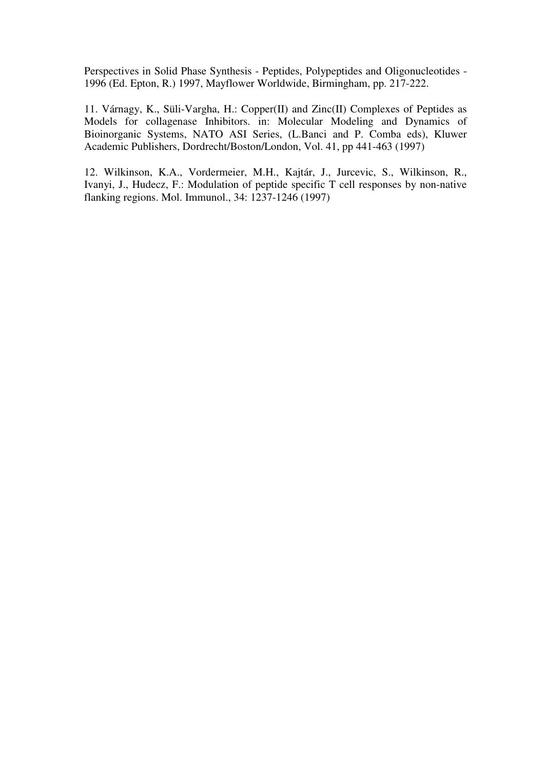Perspectives in Solid Phase Synthesis - Peptides, Polypeptides and Oligonucleotides - 1996 (Ed. Epton, R.) 1997, Mayflower Worldwide, Birmingham, pp. 217-222.

11. Várnagy, K., Süli-Vargha, H.: Copper(II) and Zinc(II) Complexes of Peptides as Models for collagenase Inhibitors. in: Molecular Modeling and Dynamics of Bioinorganic Systems, NATO ASI Series, (L.Banci and P. Comba eds), Kluwer Academic Publishers, Dordrecht/Boston/London, Vol. 41, pp 441-463 (1997)

12. Wilkinson, K.A., Vordermeier, M.H., Kajtár, J., Jurcevic, S., Wilkinson, R., Ivanyi, J., Hudecz, F.: Modulation of peptide specific T cell responses by non-native flanking regions. Mol. Immunol., 34: 1237-1246 (1997)